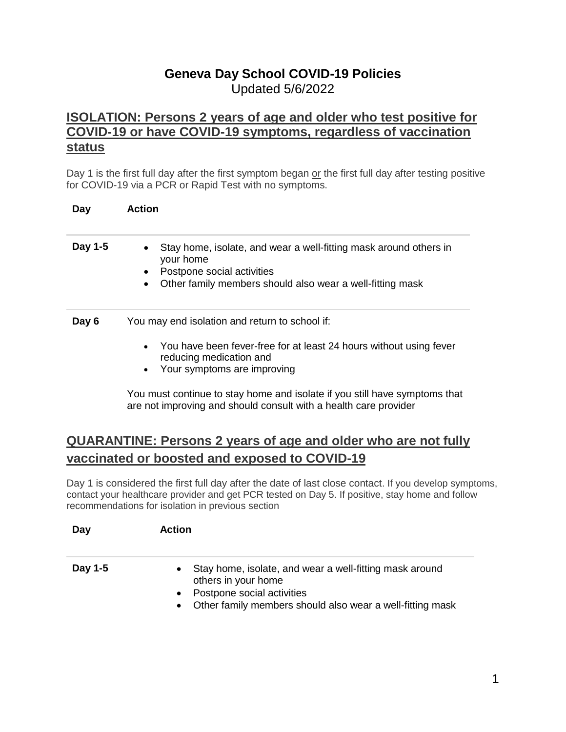# Geneva Day School COVID-19 Policies

Updated 5/6/2022

## ISOLATION: Persons 2 years of age and older who test positive for COVID-19 or have COVID-19 symptoms, regardless of vaccination status

Day 1 is the first full day after the first symptom began or the first full day after testing positive for COVID-19 via a PCR or Rapid Test with no symptoms.

| Day | Action |
|---|---|
| **Day 1-5** | • Stay home, isolate, and wear a well-fitting mask around others in your home<br>• Postpone social activities<br>• Other family members should also wear a well-fitting mask |
| **Day 6** | You may end isolation and return to school if:<br>• You have been fever-free for at least 24 hours without using fever reducing medication and<br>• Your symptoms are improving<br><br>You must continue to stay home and isolate if you still have symptoms that are not improving and should consult with a health care provider |

## QUARANTINE: Persons 2 years of age and older who are not fully vaccinated or boosted and exposed to COVID-19

Day 1 is considered the first full day after the date of last close contact. If you develop symptoms, contact your healthcare provider and get PCR tested on Day 5. If positive, stay home and follow recommendations for isolation in previous section

| Day | Action |
|---|---|
| **Day 1-5** | • Stay home, isolate, and wear a well-fitting mask around others in your home<br>• Postpone social activities<br>• Other family members should also wear a well-fitting mask |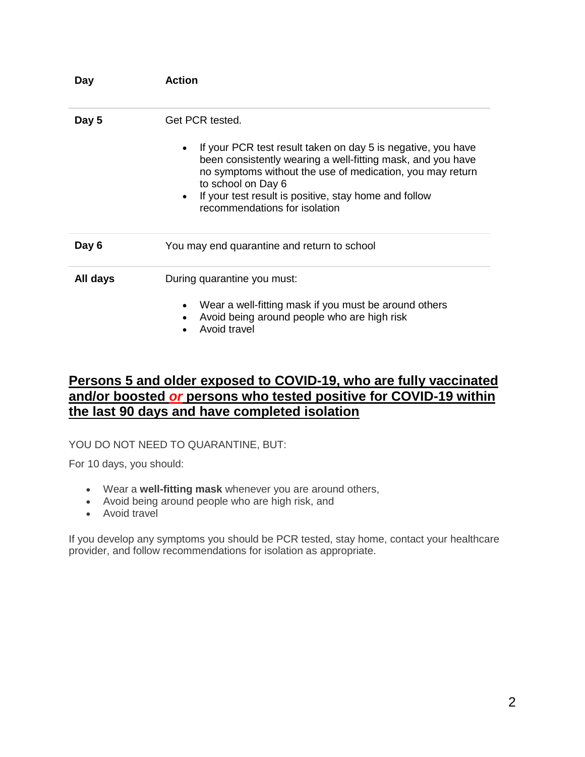| Day | Action |
| --- | --- |
| **Day 5** | Get PCR tested.<br><br>• If your PCR test result taken on day 5 is negative, you have been consistently wearing a well-fitting mask, and you have no symptoms without the use of medication, you may return to school on Day 6<br>• If your test result is positive, stay home and follow recommendations for isolation |
| **Day 6** | You may end quarantine and return to school |
| **All days** | During quarantine you must:<br><br>• Wear a well-fitting mask if you must be around others<br>• Avoid being around people who are high risk<br>• Avoid travel |

## Persons 5 and older exposed to COVID-19, who are fully vaccinated and/or boosted *or* persons who tested positive for COVID-19 within the last 90 days and have completed isolation

YOU DO NOT NEED TO QUARANTINE, BUT:

For 10 days, you should:

- Wear a **well-fitting mask** whenever you are around others,
- Avoid being around people who are high risk, and
- Avoid travel

If you develop any symptoms you should be PCR tested, stay home, contact your healthcare provider, and follow recommendations for isolation as appropriate.